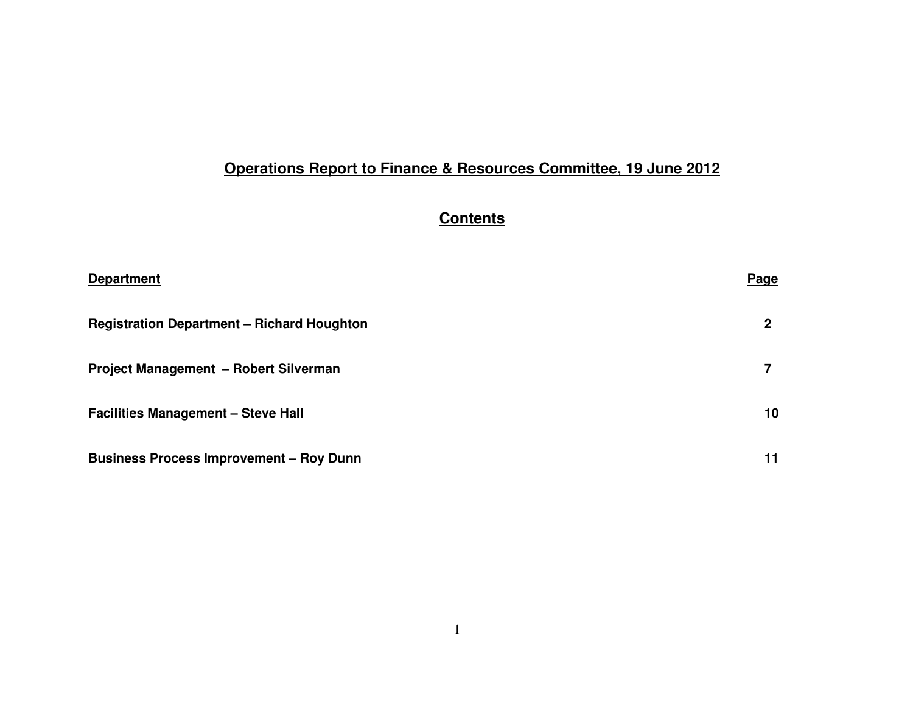# Operations Report to Finance & Resources Committee, 19 June 2012

## Contents

| Department | Page |
|---|---|
| **Registration Department – Richard Houghton** | **2** |
| **Project Management – Robert Silverman** | **7** |
| **Facilities Management – Steve Hall** | **10** |
| **Business Process Improvement – Roy Dunn** | **11** |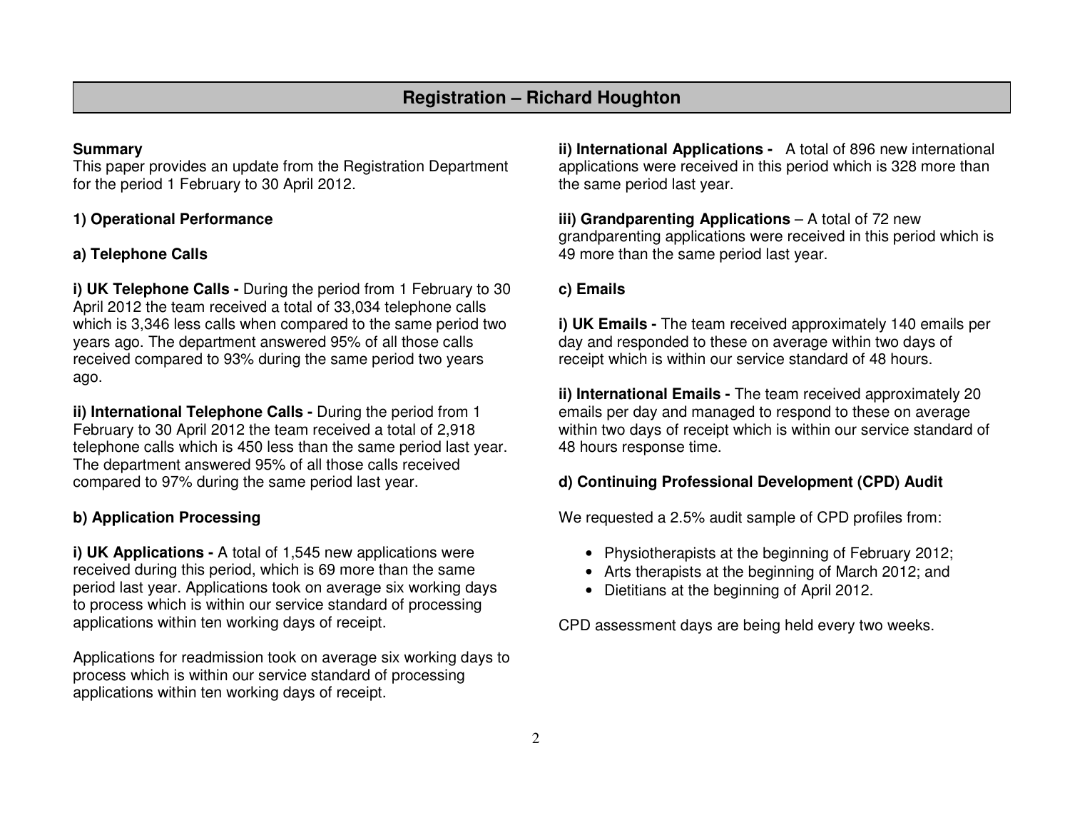# Registration – Richard Houghton

**Summary**

This paper provides an update from the Registration Department for the period 1 February to 30 April 2012.

**1) Operational Performance**

**a) Telephone Calls**

**i) UK Telephone Calls -** During the period from 1 February to 30 April 2012 the team received a total of 33,034 telephone calls which is 3,346 less calls when compared to the same period two years ago. The department answered 95% of all those calls received compared to 93% during the same period two years ago.

**ii) International Telephone Calls -** During the period from 1 February to 30 April 2012 the team received a total of 2,918 telephone calls which is 450 less than the same period last year. The department answered 95% of all those calls received compared to 97% during the same period last year.

**b) Application Processing**

**i) UK Applications -** A total of 1,545 new applications were received during this period, which is 69 more than the same period last year. Applications took on average six working days to process which is within our service standard of processing applications within ten working days of receipt.

Applications for readmission took on average six working days to process which is within our service standard of processing applications within ten working days of receipt.

**ii) International Applications -** A total of 896 new international applications were received in this period which is 328 more than the same period last year.

**iii) Grandparenting Applications** – A total of 72 new grandparenting applications were received in this period which is 49 more than the same period last year.

**c) Emails**

**i) UK Emails -** The team received approximately 140 emails per day and responded to these on average within two days of receipt which is within our service standard of 48 hours.

**ii) International Emails -** The team received approximately 20 emails per day and managed to respond to these on average within two days of receipt which is within our service standard of 48 hours response time.

**d) Continuing Professional Development (CPD) Audit**

We requested a 2.5% audit sample of CPD profiles from:

- Physiotherapists at the beginning of February 2012;
- Arts therapists at the beginning of March 2012; and
- Dietitians at the beginning of April 2012.

CPD assessment days are being held every two weeks.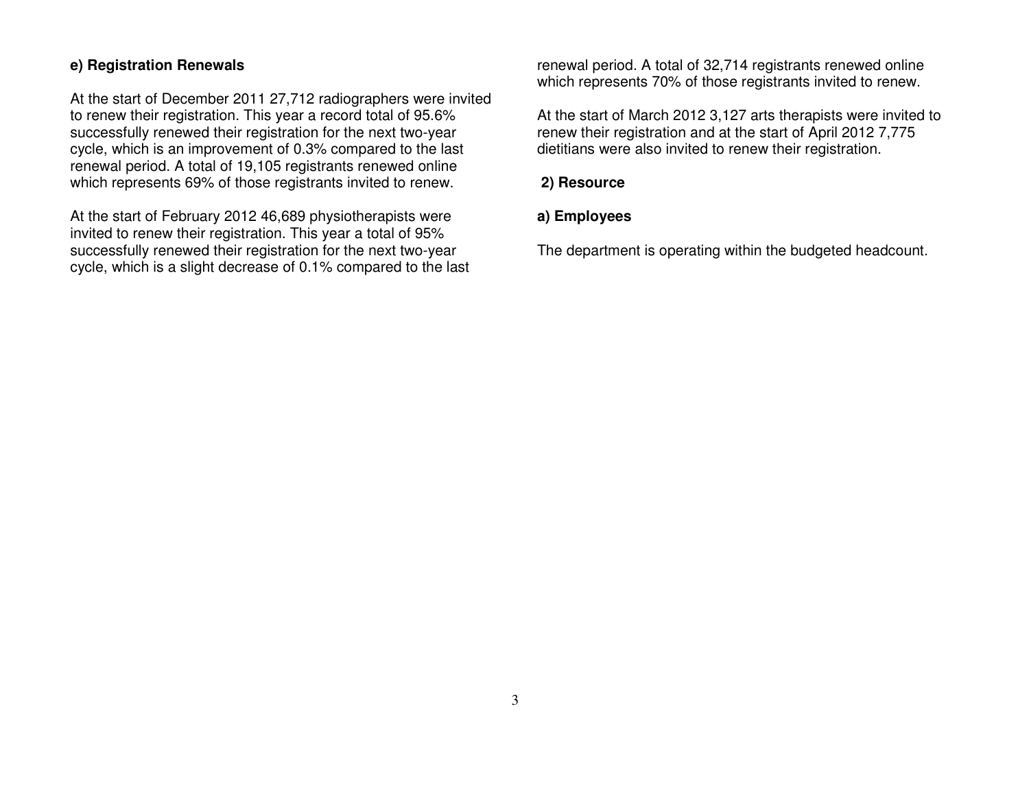### e) Registration Renewals

At the start of December 2011 27,712 radiographers were invited to renew their registration. This year a record total of 95.6% successfully renewed their registration for the next two-year cycle, which is an improvement of 0.3% compared to the last renewal period. A total of 19,105 registrants renewed online which represents 69% of those registrants invited to renew.

At the start of February 2012 46,689 physiotherapists were invited to renew their registration. This year a total of 95% successfully renewed their registration for the next two-year cycle, which is a slight decrease of 0.1% compared to the last renewal period. A total of 32,714 registrants renewed online which represents 70% of those registrants invited to renew.

At the start of March 2012 3,127 arts therapists were invited to renew their registration and at the start of April 2012 7,775 dietitians were also invited to renew their registration.

## 2) Resource

### a) Employees

The department is operating within the budgeted headcount.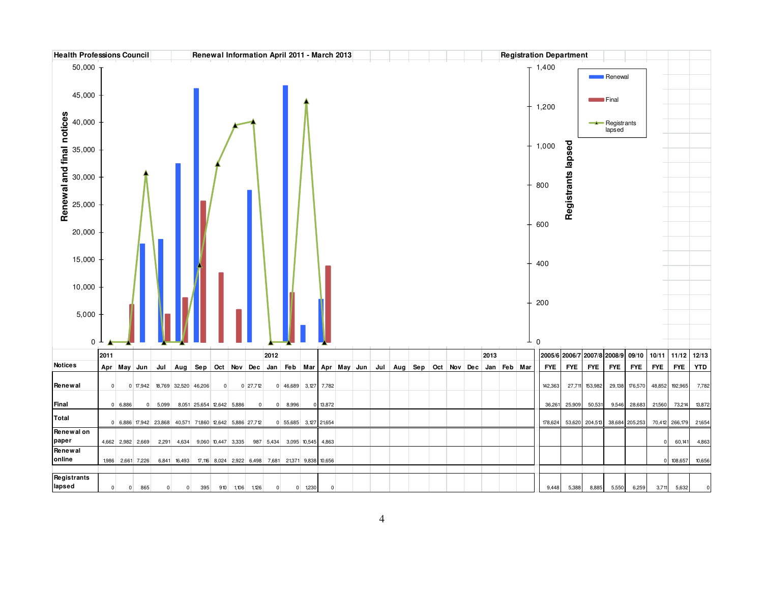| Health Professions Council | Renewal Information April 2011 - March 2013 | Registration Department |
|---|---|---|

| Notices | 2011 Apr | May | Jun | Jul | Aug | Sep | Oct | Nov | Dec | 2012 Jan | Feb | Mar | Apr | May | Jun | Jul | Aug | Sep | Oct | Nov | Dec | 2013 Jan | Feb | Mar | 2005/6 FYE | 2006/7 FYE | 2007/8 FYE | 2008/9 FYE | 09/10 FYE | 10/11 FYE | 11/12 FYE | 12/13 YTD |
|---|---|---|---|---|---|---|---|---|---|---|---|---|---|---|---|---|---|---|---|---|---|---|---|---|---|---|---|---|---|---|---|---|
| Renewal | 0 | 0 | 17,942 | 18,769 | 32,520 | 46,206 | 0 | 0 | 27,712 | 0 | 46,689 | 3,127 | 7,782 | | | | | | | | | | | | 142,363 | 27,711 | 153,982 | 29,138 | 176,570 | 48,852 | 192,965 | 7,782 |
| Final | 0 | 6,886 | 0 | 5,099 | 8,051 | 25,654 | 12,642 | 5,886 | 0 | 0 | 8,996 | 0 | 13,872 | | | | | | | | | | | | 36,261 | 25,909 | 50,531 | 9,546 | 28,683 | 21,560 | 73,214 | 13,872 |
| Total | 0 | 6,886 | 17,942 | 23,868 | 40,571 | 71,860 | 12,642 | 5,886 | 27,712 | 0 | 55,685 | 3,127 | 21,654 | | | | | | | | | | | | 178,624 | 53,620 | 204,513 | 38,684 | 205,253 | 70,412 | 266,179 | 21,654 |
| Renewal on paper | 4,662 | 2,982 | 2,669 | 2,291 | 4,634 | 9,060 | 10,447 | 3,335 | 987 | 5,434 | 3,095 | 10,545 | 4,863 | | | | | | | | | | | | | | | | | 0 | 60,141 | 4,863 |
| Renewal online | 1,986 | 2,661 | 7,226 | 6,841 | 16,493 | 17,116 | 8,024 | 2,922 | 6,498 | 7,681 | 21,371 | 9,838 | 10,656 | | | | | | | | | | | | | | | | | 0 | 108,657 | 10,656 |
| Registrants lapsed | 0 | 0 | 865 | 0 | 0 | 395 | 910 | 1,106 | 1,126 | 0 | 0 | 1,230 | 0 | | | | | | | | | | | | 9,448 | 5,388 | 8,885 | 5,550 | 6,259 | 3,711 | 5,632 | 0 |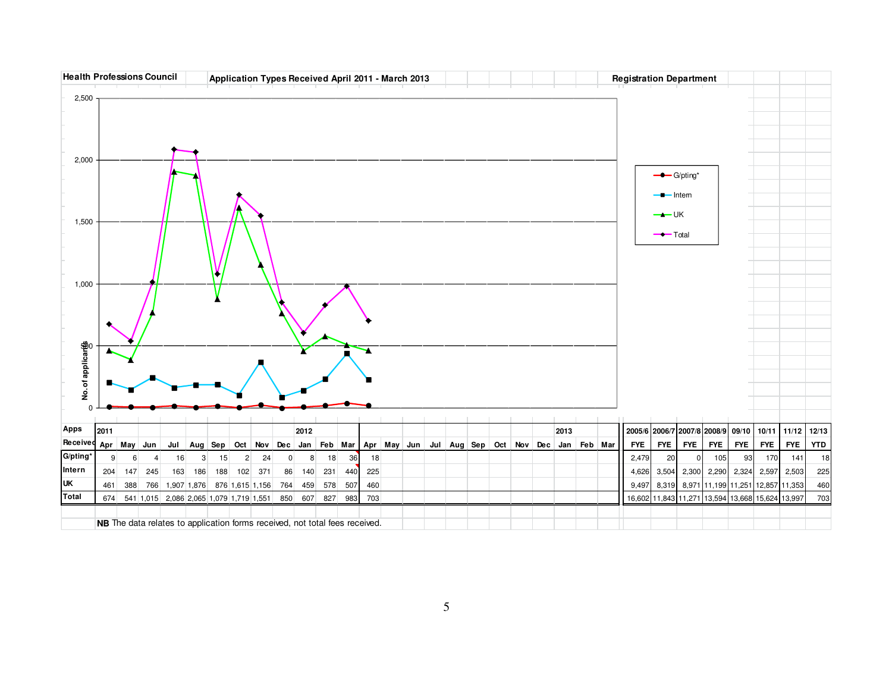**Health Professions Council** | **Application Types Received April 2011 - March 2013** | **Registration Department**

| Apps Received | Apr 2011 | May | Jun | Jul | Aug | Sep | Oct | Nov | Dec | Jan 2012 | Feb | Mar | Apr | May | Jun | Jul | Aug | Sep | Oct | Nov | Dec | Jan 2013 | Feb | Mar |
|---|---|---|---|---|---|---|---|---|---|---|---|---|---|---|---|---|---|---|---|---|---|---|---|---|
| G/pting* | 9 | 6 | 4 | 16 | 3 | 15 | 2 | 24 | 0 | 8 | 18 | 36 | 18 | | | | | | | | | | | |
| Intern | 204 | 147 | 245 | 163 | 186 | 188 | 102 | 371 | 86 | 140 | 231 | 440 | 225 | | | | | | | | | | | |
| UK | 461 | 388 | 766 | 1,907 | 1,876 | 876 | 1,615 | 1,156 | 764 | 459 | 578 | 507 | 460 | | | | | | | | | | | |
| Total | 674 | 541 | 1,015 | 2,086 | 2,065 | 1,079 | 1,719 | 1,551 | 850 | 607 | 827 | 983 | 703 | | | | | | | | | | | |

| Apps Received | 2005/6 FYE | 2006/7 FYE | 2007/8 FYE | 2008/9 FYE | 09/10 FYE | 10/11 FYE | 11/12 FYE | 12/13 YTD |
|---|---|---|---|---|---|---|---|---|
| G/pting* | 2,479 | 20 | 0 | 105 | 93 | 170 | 141 | 18 |
| Intern | 4,626 | 3,504 | 2,300 | 2,290 | 2,324 | 2,597 | 2,503 | 225 |
| UK | 9,497 | 8,319 | 8,971 | 11,199 | 11,251 | 12,857 | 11,353 | 460 |
| Total | 16,602 | 11,843 | 11,271 | 13,594 | 13,668 | 15,624 | 13,997 | 703 |

**NB** The data relates to application forms received, not total fees received.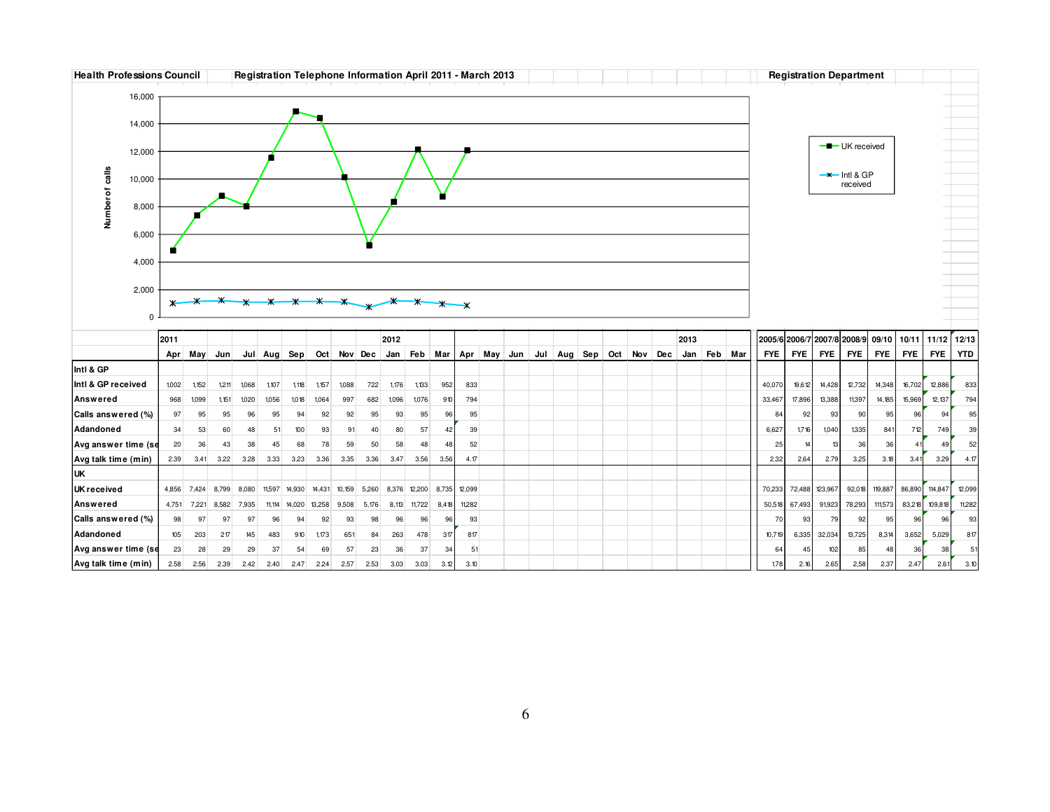**Health Professions Council** | **Registration Telephone Information April 2011 - March 2013** | **Registration Department**

| | 2011 | | | | | | | | | 2012 | | | | | | | | | | | | | 2013 | | | 2005/6 | 2006/7 | 2007/8 | 2008/9 | 09/10 | 10/11 | 11/12 | 12/13 |
|---|---|---|---|---|---|---|---|---|---|---|---|---|---|---|---|---|---|---|---|---|---|---|---|---|---|---|---|---|---|---|---|---|---|
| | Apr | May | Jun | Jul | Aug | Sep | Oct | Nov | Dec | Jan | Feb | Mar | Apr | May | Jun | Jul | Aug | Sep | Oct | Nov | Dec | Jan | Feb | Mar | FYE | FYE | FYE | FYE | FYE | FYE | FYE | YTD |
| **Intl & GP** | | | | | | | | | | | | | | | | | | | | | | | | | | | | | | | | |
| **Intl & GP received** | 1,002 | 1,152 | 1,211 | 1,068 | 1,107 | 1,118 | 1,157 | 1,088 | 722 | 1,176 | 1,133 | 952 | 833 | | | | | | | | | | | | 40,070 | 19,612 | 14,428 | 12,732 | 14,348 | 16,702 | 12,886 | 833 |
| **Answered** | 968 | 1,099 | 1,151 | 1,020 | 1,056 | 1,018 | 1,064 | 997 | 682 | 1,096 | 1,076 | 910 | 794 | | | | | | | | | | | | 33,467 | 17,896 | 13,388 | 11,397 | 14,185 | 15,969 | 12,137 | 794 |
| **Calls answered (%)** | 97 | 95 | 95 | 96 | 95 | 94 | 92 | 92 | 95 | 93 | 95 | 96 | 95 | | | | | | | | | | | | 84 | 92 | 93 | 90 | 95 | 96 | 94 | 95 |
| **Adandoned** | 34 | 53 | 60 | 48 | 51 | 100 | 93 | 91 | 40 | 80 | 57 | 42 | 39 | | | | | | | | | | | | 6,627 | 1,716 | 1,040 | 1,335 | 841 | 712 | 749 | 39 |
| **Avg answer time (se** | 20 | 36 | 43 | 38 | 45 | 68 | 78 | 59 | 50 | 58 | 48 | 48 | 52 | | | | | | | | | | | | 25 | 14 | 13 | 36 | 36 | 41 | 49 | 52 |
| **Avg talk time (min)** | 2.39 | 3.41 | 3.22 | 3.28 | 3.33 | 3.23 | 3.36 | 3.35 | 3.36 | 3.47 | 3.56 | 3.56 | 4.17 | | | | | | | | | | | | 2.32 | 2.64 | 2.79 | 3.25 | 3.18 | 3.41 | 3.29 | 4.17 |
| **UK** | | | | | | | | | | | | | | | | | | | | | | | | | | | | | | | | |
| **UK received** | 4,856 | 7,424 | 8,799 | 8,080 | 11,597 | 14,930 | 14,431 | 10,159 | 5,260 | 8,376 | 12,200 | 8,735 | 12,099 | | | | | | | | | | | | 70,233 | 72,488 | 123,967 | 92,018 | 119,887 | 86,890 | 114,847 | 12,099 |
| **Answered** | 4,751 | 7,221 | 8,582 | 7,935 | 11,114 | 14,020 | 13,258 | 9,508 | 5,176 | 8,113 | 11,722 | 8,418 | 11,282 | | | | | | | | | | | | 50,518 | 67,493 | 91,923 | 78,293 | 111,573 | 83,218 | 109,818 | 11,282 |
| **Calls answered (%)** | 98 | 97 | 97 | 97 | 96 | 94 | 92 | 93 | 98 | 96 | 96 | 96 | 93 | | | | | | | | | | | | 70 | 93 | 79 | 92 | 95 | 96 | 96 | 93 |
| **Adandoned** | 105 | 203 | 217 | 145 | 483 | 910 | 1,173 | 651 | 84 | 263 | 478 | 317 | 817 | | | | | | | | | | | | 10,719 | 6,335 | 32,034 | 13,725 | 8,314 | 3,652 | 5,029 | 817 |
| **Avg answer time (se** | 23 | 28 | 29 | 29 | 37 | 54 | 69 | 57 | 23 | 36 | 37 | 34 | 51 | | | | | | | | | | | | 64 | 45 | 102 | 85 | 48 | 36 | 38 | 51 |
| **Avg talk time (min)** | 2.58 | 2.56 | 2.39 | 2.42 | 2.40 | 2.47 | 2.24 | 2.57 | 2.53 | 3.03 | 3.03 | 3.12 | 3.10 | | | | | | | | | | | | 1.78 | 2.16 | 2.65 | 2.58 | 2.37 | 2.47 | 2.61 | 3.10 |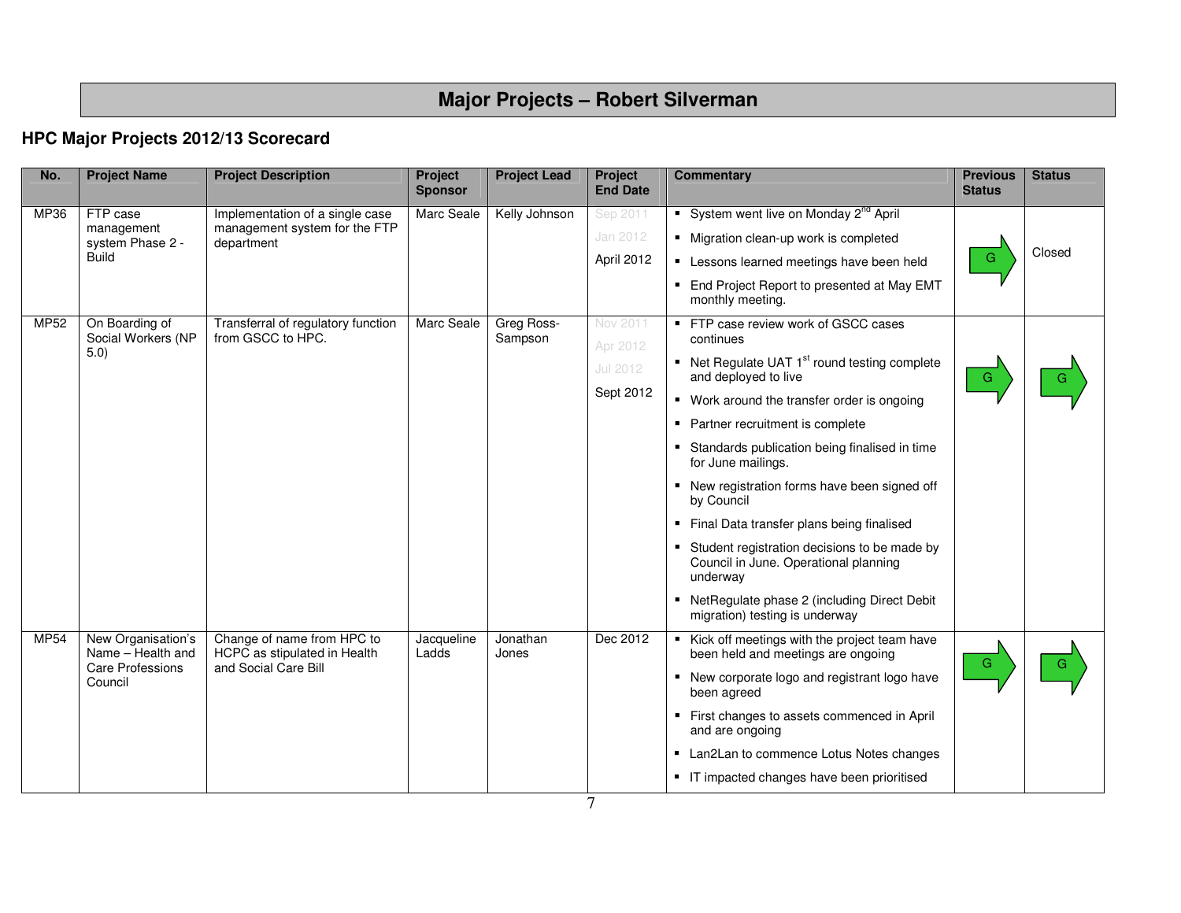# Major Projects – Robert Silverman

## HPC Major Projects 2012/13 Scorecard

| No. | Project Name | Project Description | Project Sponsor | Project Lead | Project End Date | Commentary | Previous Status | Status |
|---|---|---|---|---|---|---|---|---|
| MP36 | FTP case management system Phase 2 - Build | Implementation of a single case management system for the FTP department | Marc Seale | Kelly Johnson | Sep 2011<br>Jan 2012<br>April 2012 | ▪ System went live on Monday 2nd April<br>▪ Migration clean-up work is completed<br>▪ Lessons learned meetings have been held<br>▪ End Project Report to presented at May EMT monthly meeting. | G | Closed |
| MP52 | On Boarding of Social Workers (NP 5.0) | Transferral of regulatory function from GSCC to HPC. | Marc Seale | Greg Ross-Sampson | Nov 2011<br>Apr 2012<br>Jul 2012<br>Sept 2012 | ▪ FTP case review work of GSCC cases continues<br>▪ Net Regulate UAT 1st round testing complete and deployed to live<br>▪ Work around the transfer order is ongoing<br>▪ Partner recruitment is complete<br>▪ Standards publication being finalised in time for June mailings.<br>▪ New registration forms have been signed off by Council<br>▪ Final Data transfer plans being finalised<br>▪ Student registration decisions to be made by Council in June. Operational planning underway<br>▪ NetRegulate phase 2 (including Direct Debit migration) testing is underway | G | G |
| MP54 | New Organisation's Name – Health and Care Professions Council | Change of name from HPC to HCPC as stipulated in Health and Social Care Bill | Jacqueline Ladds | Jonathan Jones | Dec 2012 | ▪ Kick off meetings with the project team have been held and meetings are ongoing<br>▪ New corporate logo and registrant logo have been agreed<br>▪ First changes to assets commenced in April and are ongoing<br>▪ Lan2Lan to commence Lotus Notes changes<br>▪ IT impacted changes have been prioritised | G | G |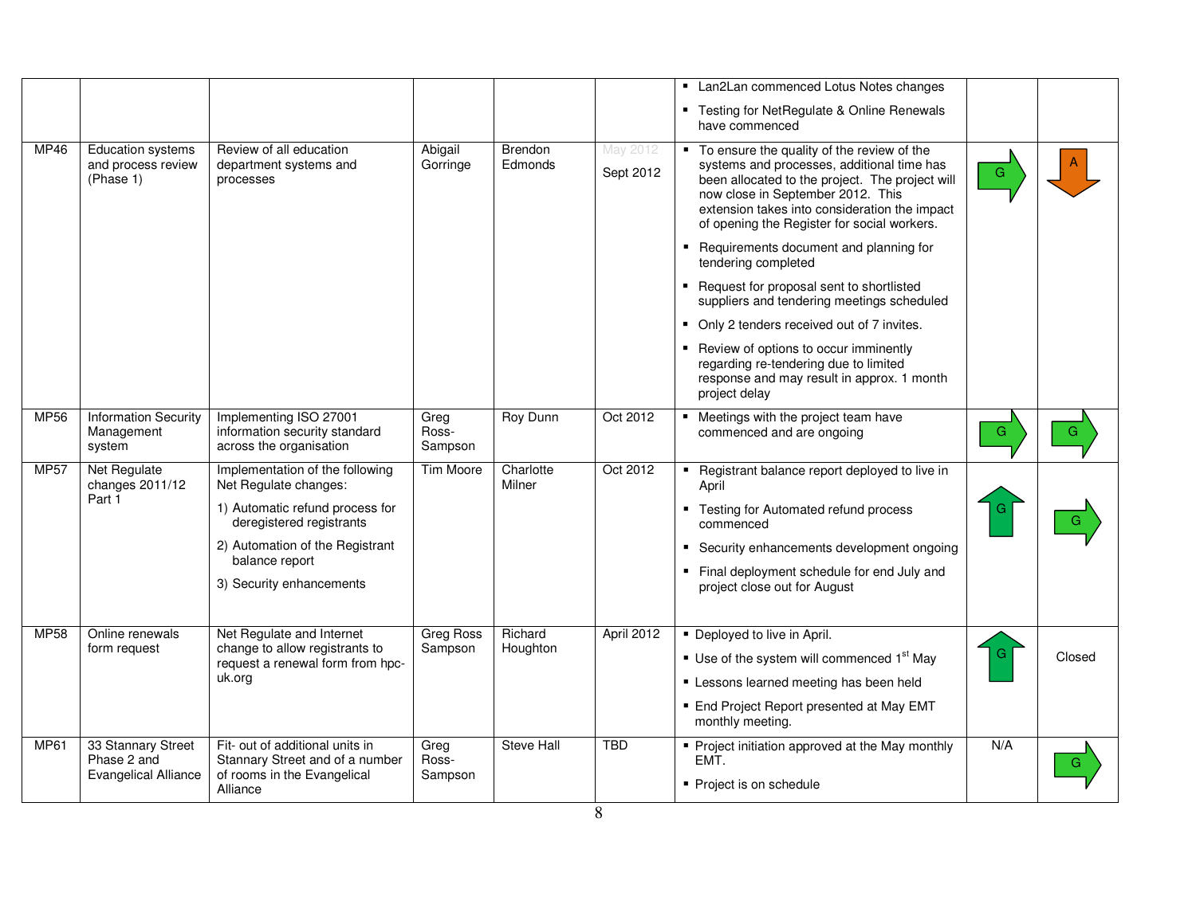| | | | | | | | | |
|---|---|---|---|---|---|---|---|---|
| | | | | | | ▪ Lan2Lan commenced Lotus Notes changes<br>▪ Testing for NetRegulate & Online Renewals have commenced | | |
| MP46 | Education systems and process review (Phase 1) | Review of all education department systems and processes | Abigail Gorringe | Brendon Edmonds | May 2012<br>Sept 2012 | ▪ To ensure the quality of the review of the systems and processes, additional time has been allocated to the project. The project will now close in September 2012. This extension takes into consideration the impact of opening the Register for social workers.<br>▪ Requirements document and planning for tendering completed<br>▪ Request for proposal sent to shortlisted suppliers and tendering meetings scheduled<br>▪ Only 2 tenders received out of 7 invites.<br>▪ Review of options to occur imminently regarding re-tendering due to limited response and may result in approx. 1 month project delay | G | A |
| MP56 | Information Security Management system | Implementing ISO 27001 information security standard across the organisation | Greg Ross-Sampson | Roy Dunn | Oct 2012 | ▪ Meetings with the project team have commenced and are ongoing | G | G |
| MP57 | Net Regulate changes 2011/12 Part 1 | Implementation of the following Net Regulate changes:<br>1) Automatic refund process for deregistered registrants<br>2) Automation of the Registrant balance report<br>3) Security enhancements | Tim Moore | Charlotte Milner | Oct 2012 | ▪ Registrant balance report deployed to live in April<br>▪ Testing for Automated refund process commenced<br>▪ Security enhancements development ongoing<br>▪ Final deployment schedule for end July and project close out for August | G | G |
| MP58 | Online renewals form request | Net Regulate and Internet change to allow registrants to request a renewal form from hpc-uk.org | Greg Ross Sampson | Richard Houghton | April 2012 | ▪ Deployed to live in April.<br>▪ Use of the system will commenced 1st May<br>▪ Lessons learned meeting has been held<br>▪ End Project Report presented at May EMT monthly meeting. | G | Closed |
| MP61 | 33 Stannary Street Phase 2 and Evangelical Alliance | Fit- out of additional units in Stannary Street and of a number of rooms in the Evangelical Alliance | Greg Ross-Sampson | Steve Hall | TBD | ▪ Project initiation approved at the May monthly EMT.<br>▪ Project is on schedule | N/A | G |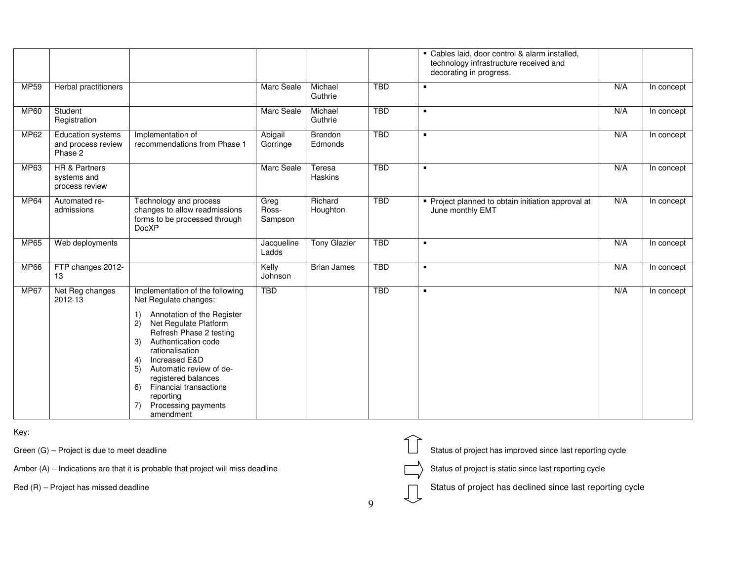|  |  |  |  |  |  |  |  |  |
|---|---|---|---|---|---|---|---|---|
|  |  |  |  |  |  | ▪ Cables laid, door control & alarm installed, technology infrastructure received and decorating in progress. |  |  |
| MP59 | Herbal practitioners |  | Marc Seale | Michael Guthrie | TBD | ▪ | N/A | In concept |
| MP60 | Student Registration |  | Marc Seale | Michael Guthrie | TBD | ▪ | N/A | In concept |
| MP62 | Education systems and process review Phase 2 | Implementation of recommendations from Phase 1 | Abigail Gorringe | Brendon Edmonds | TBD | ▪ | N/A | In concept |
| MP63 | HR & Partners systems and process review |  | Marc Seale | Teresa Haskins | TBD | ▪ | N/A | In concept |
| MP64 | Automated re-admissions | Technology and process changes to allow readmissions forms to be processed through DocXP | Greg Ross-Sampson | Richard Houghton | TBD | ▪ Project planned to obtain initiation approval at June monthly EMT | N/A | In concept |
| MP65 | Web deployments |  | Jacqueline Ladds | Tony Glazier | TBD | ▪ | N/A | In concept |
| MP66 | FTP changes 2012-13 |  | Kelly Johnson | Brian James | TBD | ▪ | N/A | In concept |
| MP67 | Net Reg changes 2012-13 | Implementation of the following Net Regulate changes: 1) Annotation of the Register 2) Net Regulate Platform Refresh Phase 2 testing 3) Authentication code rationalisation 4) Increased E&D 5) Automatic review of de-registered balances 6) Financial transactions reporting 7) Processing payments amendment | TBD |  | TBD | ▪ | N/A | In concept |

Key:

Green (G) – Project is due to meet deadline

Amber (A) – Indications are that it is probable that project will miss deadline

Red (R) – Project has missed deadline

⇧ Status of project has improved since last reporting cycle

⇨ Status of project is static since last reporting cycle

⇩ Status of project has declined since last reporting cycle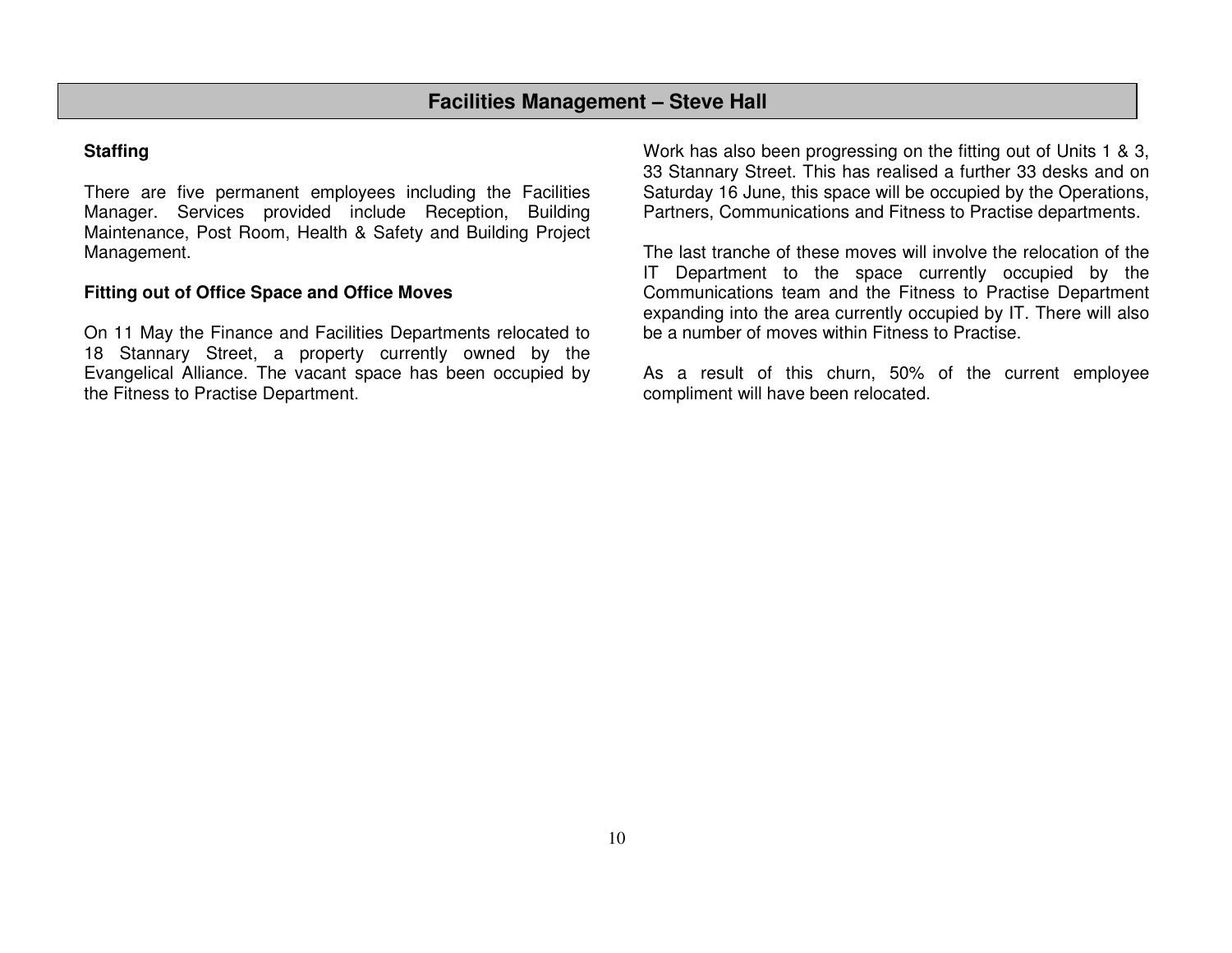## Facilities Management – Steve Hall

**Staffing**

There are five permanent employees including the Facilities Manager. Services provided include Reception, Building Maintenance, Post Room, Health & Safety and Building Project Management.

**Fitting out of Office Space and Office Moves**

On 11 May the Finance and Facilities Departments relocated to 18 Stannary Street, a property currently owned by the Evangelical Alliance. The vacant space has been occupied by the Fitness to Practise Department.

Work has also been progressing on the fitting out of Units 1 & 3, 33 Stannary Street. This has realised a further 33 desks and on Saturday 16 June, this space will be occupied by the Operations, Partners, Communications and Fitness to Practise departments.

The last tranche of these moves will involve the relocation of the IT Department to the space currently occupied by the Communications team and the Fitness to Practise Department expanding into the area currently occupied by IT. There will also be a number of moves within Fitness to Practise.

As a result of this churn, 50% of the current employee compliment will have been relocated.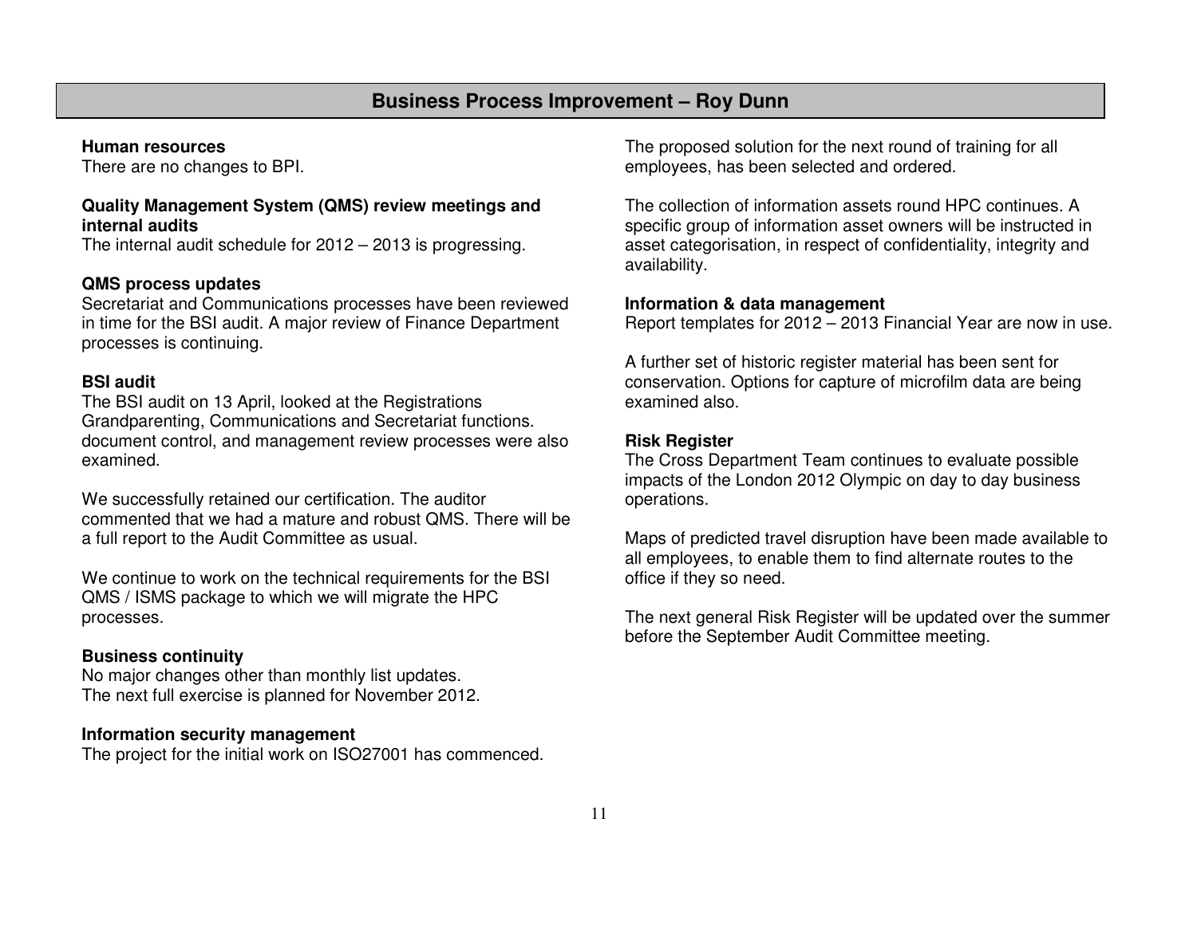## Business Process Improvement – Roy Dunn

**Human resources**
There are no changes to BPI.

**Quality Management System (QMS) review meetings and internal audits**
The internal audit schedule for 2012 – 2013 is progressing.

**QMS process updates**
Secretariat and Communications processes have been reviewed in time for the BSI audit. A major review of Finance Department processes is continuing.

**BSI audit**
The BSI audit on 13 April, looked at the Registrations Grandparenting, Communications and Secretariat functions. document control, and management review processes were also examined.

We successfully retained our certification. The auditor commented that we had a mature and robust QMS. There will be a full report to the Audit Committee as usual.

We continue to work on the technical requirements for the BSI QMS / ISMS package to which we will migrate the HPC processes.

**Business continuity**
No major changes other than monthly list updates.
The next full exercise is planned for November 2012.

**Information security management**
The project for the initial work on ISO27001 has commenced.

The proposed solution for the next round of training for all employees, has been selected and ordered.

The collection of information assets round HPC continues. A specific group of information asset owners will be instructed in asset categorisation, in respect of confidentiality, integrity and availability.

**Information & data management**
Report templates for 2012 – 2013 Financial Year are now in use.

A further set of historic register material has been sent for conservation. Options for capture of microfilm data are being examined also.

**Risk Register**
The Cross Department Team continues to evaluate possible impacts of the London 2012 Olympic on day to day business operations.

Maps of predicted travel disruption have been made available to all employees, to enable them to find alternate routes to the office if they so need.

The next general Risk Register will be updated over the summer before the September Audit Committee meeting.